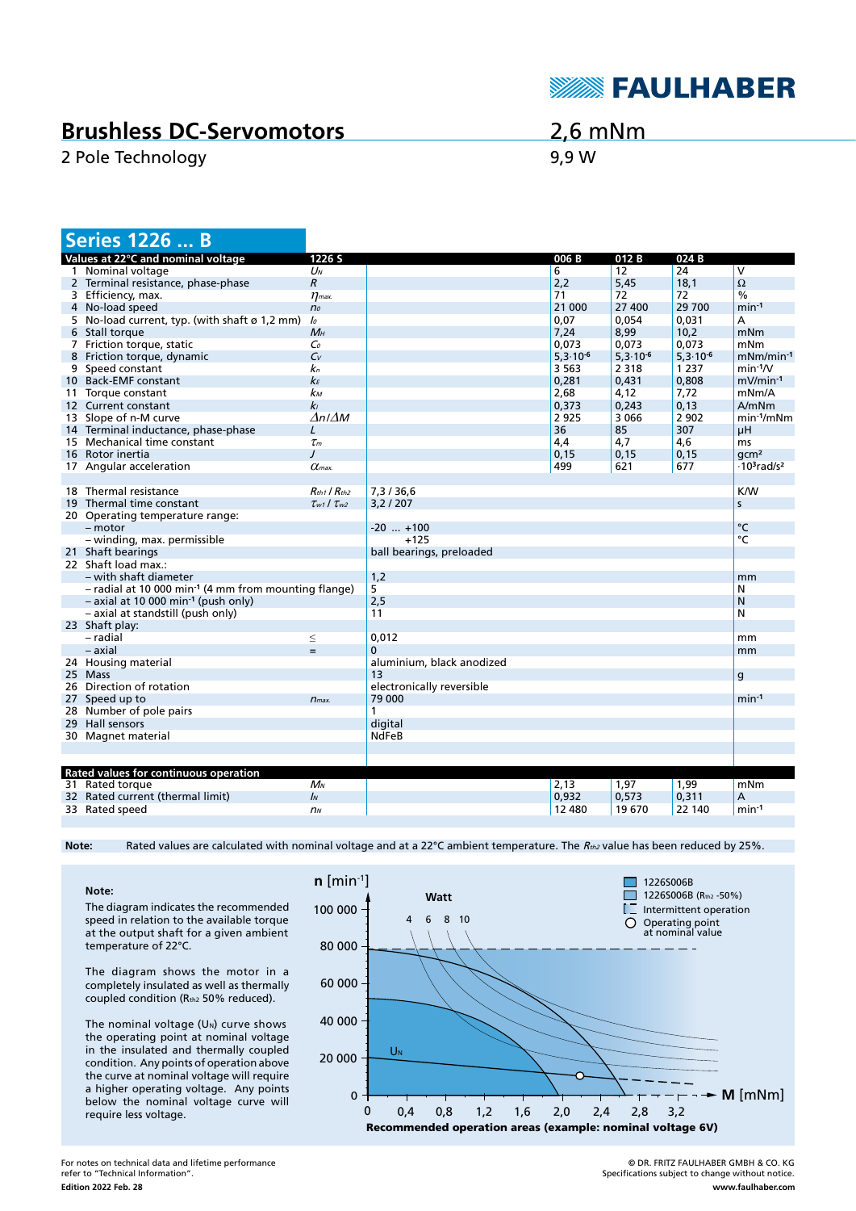# Brushless DC-Servomotors

2 Pole Technology

2,6 mNm

9,9 W

## Series 1226 ... B

| Values at 22°C and nominal voltage | | 1226 S | | 006 B | 012 B | 024 B | |
|---|---|---|---|---|---|---|---|
| 1 | Nominal voltage | $U_N$ | | 6 | 12 | 24 | V |
| 2 | Terminal resistance, phase-phase | $R$ | | 2,2 | 5,45 | 18,1 | Ω |
| 3 | Efficiency, max. | $\eta_{max.}$ | | 71 | 72 | 72 | % |
| 4 | No-load speed | $n_0$ | | 21 000 | 27 400 | 29 700 | min⁻¹ |
| 5 | No-load current, typ. (with shaft ø 1,2 mm) | $I_0$ | | 0,07 | 0,054 | 0,031 | A |
| 6 | Stall torque | $M_H$ | | 7,24 | 8,99 | 10,2 | mNm |
| 7 | Friction torque, static | $C_0$ | | 0,073 | 0,073 | 0,073 | mNm |
| 8 | Friction torque, dynamic | $C_v$ | | $5{,}3 \cdot 10^{-6}$ | $5{,}3 \cdot 10^{-6}$ | $5{,}3 \cdot 10^{-6}$ | mNm/min⁻¹ |
| 9 | Speed constant | $k_n$ | | 3 563 | 2 318 | 1 237 | min⁻¹/V |
| 10 | Back-EMF constant | $k_E$ | | 0,281 | 0,431 | 0,808 | mV/min⁻¹ |
| 11 | Torque constant | $k_M$ | | 2,68 | 4,12 | 7,72 | mNm/A |
| 12 | Current constant | $k_I$ | | 0,373 | 0,243 | 0,13 | A/mNm |
| 13 | Slope of n-M curve | $\Delta n/\Delta M$ | | 2 925 | 3 066 | 2 902 | min⁻¹/mNm |
| 14 | Terminal inductance, phase-phase | $L$ | | 36 | 85 | 307 | µH |
| 15 | Mechanical time constant | $\tau_m$ | | 4,4 | 4,7 | 4,6 | ms |
| 16 | Rotor inertia | $J$ | | 0,15 | 0,15 | 0,15 | gcm² |
| 17 | Angular acceleration | $\alpha_{max.}$ | | 499 | 621 | 677 | ·10³rad/s² |
| 18 | Thermal resistance | $R_{th1}$ / $R_{th2}$ | 7,3 / 36,6 | | | | K/W |
| 19 | Thermal time constant | $\tau_{w1}$ / $\tau_{w2}$ | 3,2 / 207 | | | | s |
| 20 | Operating temperature range: | | | | | | |
| | – motor | | -20 ... +100 | | | | °C |
| | – winding, max. permissible | | +125 | | | | °C |
| 21 | Shaft bearings | | ball bearings, preloaded | | | | |
| 22 | Shaft load max.: | | | | | | |
| | – with shaft diameter | | 1,2 | | | | mm |
| | – radial at 10 000 min⁻¹ (4 mm from mounting flange) | | 5 | | | | N |
| | – axial at 10 000 min⁻¹ (push only) | | 2,5 | | | | N |
| | – axial at standstill (push only) | | 11 | | | | N |
| 23 | Shaft play: | | | | | | |
| | – radial | ≤ | 0,012 | | | | mm |
| | – axial | = | 0 | | | | mm |
| 24 | Housing material | | aluminium, black anodized | | | | |
| 25 | Mass | | 13 | | | | g |
| 26 | Direction of rotation | | electronically reversible | | | | |
| 27 | Speed up to | $n_{max.}$ | 79 000 | | | | min⁻¹ |
| 28 | Number of pole pairs | | 1 | | | | |
| 29 | Hall sensors | | digital | | | | |
| 30 | Magnet material | | NdFeB | | | | |

| Rated values for continuous operation | | | | | | | |
|---|---|---|---|---|---|---|---|
| 31 | Rated torque | $M_N$ | | 2,13 | 1,97 | 1,99 | mNm |
| 32 | Rated current (thermal limit) | $I_N$ | | 0,932 | 0,573 | 0,311 | A |
| 33 | Rated speed | $n_N$ | | 12 480 | 19 670 | 22 140 | min⁻¹ |

**Note:** Rated values are calculated with nominal voltage and at a 22°C ambient temperature. The $R_{th2}$ value has been reduced by 25%.

**Note:**

The diagram indicates the recommended speed in relation to the available torque at the output shaft for a given ambient temperature of 22°C.

The diagram shows the motor in a completely insulated as well as thermally coupled condition ($R_{th2}$ 50% reduced).

The nominal voltage ($U_N$) curve shows the operating point at nominal voltage in the insulated and thermally coupled condition. Any points of operation above the curve at nominal voltage will require a higher operating voltage. Any points below the nominal voltage curve will require less voltage.

n [min⁻¹] — M [mNm]

Watt: 4, 6, 8, 10

- 1226S006B
- 1226S006B ($R_{th2}$ -50%)
- Intermittent operation
- Operating point at nominal value

**Recommended operation areas (example: nominal voltage 6V)**

For notes on technical data and lifetime performance refer to "Technical Information".

**Edition 2022 Feb. 28**

© DR. FRITZ FAULHABER GMBH & CO. KG
Specifications subject to change without notice.
**www.faulhaber.com**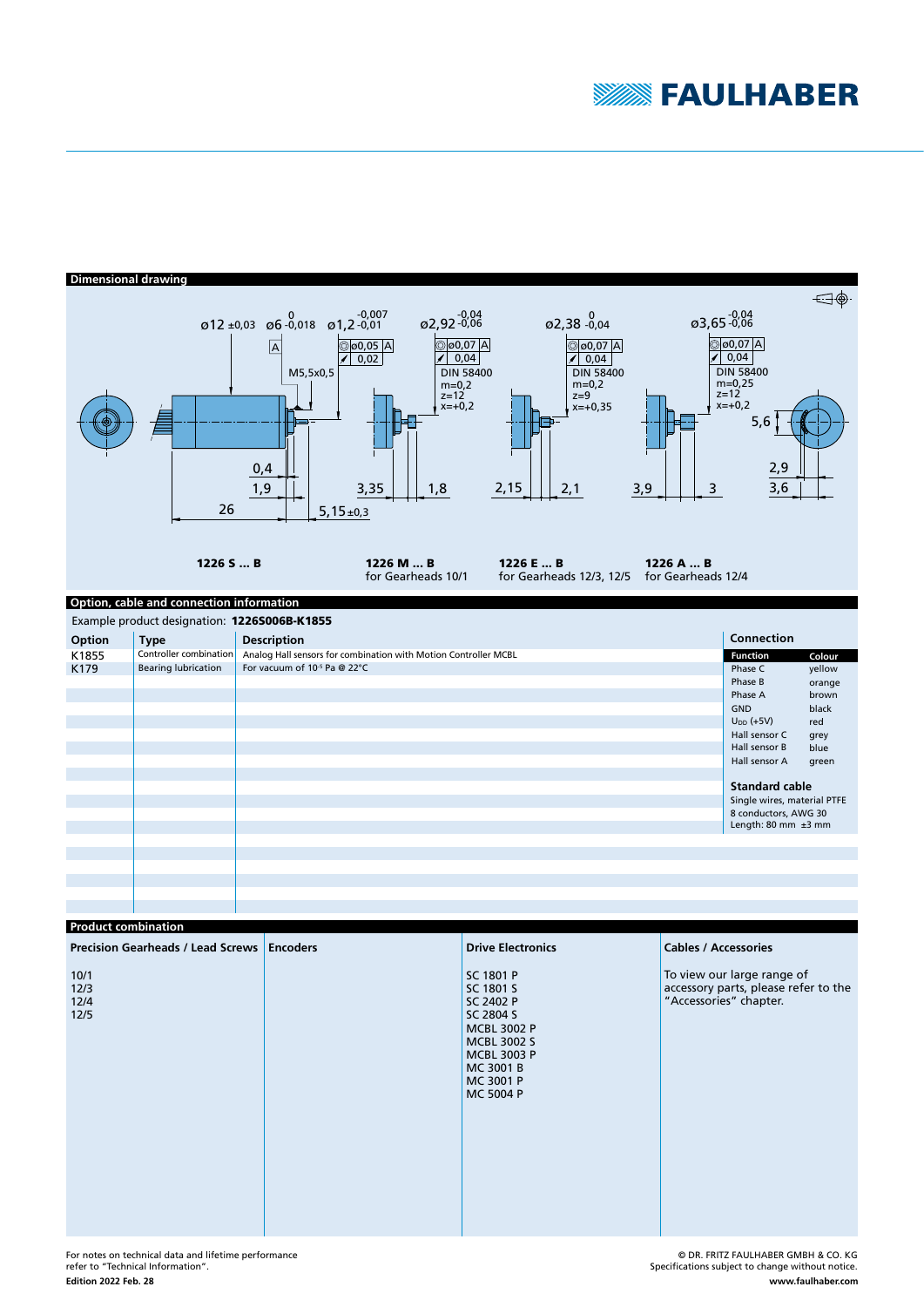## Dimensional drawing

ø12 ±0,03 ø6 $^{0}_{-0,018}$ ø1,2 $^{-0,007}_{-0,01}$ ø2,92 $^{-0,04}_{-0,06}$ ø2,38 $^{0}_{-0,04}$ ø3,65 $^{-0,04}_{-0,06}$

A

M5,5x0,5

ø0,05 A
0,02

ø0,07 A
0,04
DIN 58400
m=0,2
z=12
x=+0,2

ø0,07 A
0,04
DIN 58400
m=0,2
z=9
x=+0,35

ø0,07 A
0,04
DIN 58400
m=0,25
z=12
x=+0,2

5,6

0,4
1,9
26
5,15±0,3
3,35
1,8
2,15
2,1
3,9
3
2,9
3,6

**1226 S ... B**

**1226 M ... B**
for Gearheads 10/1

**1226 E ... B**
for Gearheads 12/3, 12/5

**1226 A ... B**
for Gearheads 12/4

## Option, cable and connection information

Example product designation: **1226S006B-K1855**

| Option | Type | Description |
|---|---|---|
| K1855 | Controller combination | Analog Hall sensors for combination with Motion Controller MCBL |
| K179 | Bearing lubrication | For vacuum of $10^{-5}$ Pa @ 22°C |

**Connection**

| Function | Colour |
|---|---|
| Phase C | yellow |
| Phase B | orange |
| Phase A | brown |
| GND | black |
| $U_{DD}$ (+5V) | red |
| Hall sensor C | grey |
| Hall sensor B | blue |
| Hall sensor A | green |

**Standard cable**
Single wires, material PTFE
8 conductors, AWG 30
Length: 80 mm ±3 mm

## Product combination

| Precision Gearheads / Lead Screws | Encoders | Drive Electronics | Cables / Accessories |
|---|---|---|---|
| 10/1<br>12/3<br>12/4<br>12/5 | | SC 1801 P<br>SC 1801 S<br>SC 2402 P<br>SC 2804 S<br>MCBL 3002 P<br>MCBL 3002 S<br>MCBL 3003 P<br>MC 3001 B<br>MC 3001 P<br>MC 5004 P | To view our large range of accessory parts, please refer to the "Accessories" chapter. |

For notes on technical data and lifetime performance refer to "Technical Information".
**Edition 2022 Feb. 28**

© DR. FRITZ FAULHABER GMBH & CO. KG
Specifications subject to change without notice.
**www.faulhaber.com**